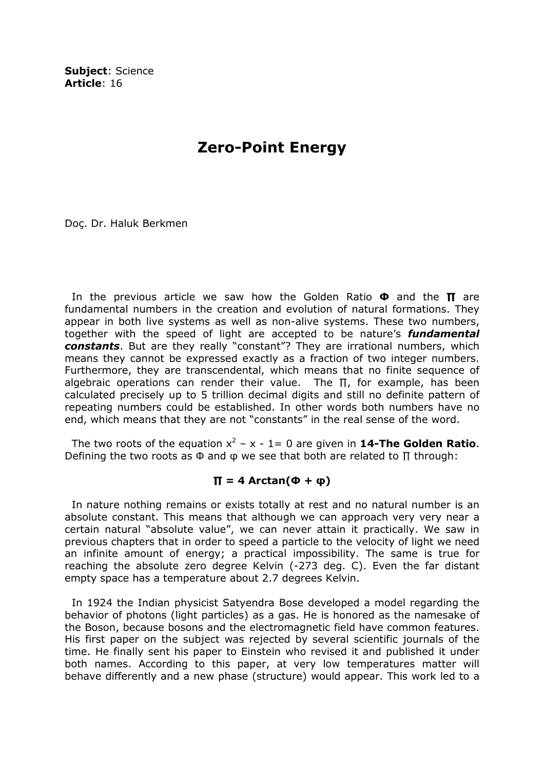**Subject**: Science
**Article**: 16

# Zero-Point Energy

Doç. Dr. Haluk Berkmen

In the previous article we saw how the Golden Ratio **Φ** and the **∏** are fundamental numbers in the creation and evolution of natural formations. They appear in both live systems as well as non-alive systems. These two numbers, together with the speed of light are accepted to be nature's ***fundamental constants***. But are they really "constant"? They are irrational numbers, which means they cannot be expressed exactly as a fraction of two integer numbers. Furthermore, they are transcendental, which means that no finite sequence of algebraic operations can render their value. The ∏, for example, has been calculated precisely up to 5 trillion decimal digits and still no definite pattern of repeating numbers could be established. In other words both numbers have no end, which means that they are not "constants" in the real sense of the word.

The two roots of the equation $x^2 - x - 1 = 0$ are given in **14-The Golden Ratio**. Defining the two roots as Φ and φ we see that both are related to ∏ through:

$$\Pi = 4 \operatorname{Arctan}(\Phi + \varphi)$$

In nature nothing remains or exists totally at rest and no natural number is an absolute constant. This means that although we can approach very very near a certain natural "absolute value", we can never attain it practically. We saw in previous chapters that in order to speed a particle to the velocity of light we need an infinite amount of energy; a practical impossibility. The same is true for reaching the absolute zero degree Kelvin (-273 deg. C). Even the far distant empty space has a temperature about 2.7 degrees Kelvin.

In 1924 the Indian physicist Satyendra Bose developed a model regarding the behavior of photons (light particles) as a gas. He is honored as the namesake of the Boson, because bosons and the electromagnetic field have common features. His first paper on the subject was rejected by several scientific journals of the time. He finally sent his paper to Einstein who revised it and published it under both names. According to this paper, at very low temperatures matter will behave differently and a new phase (structure) would appear. This work led to a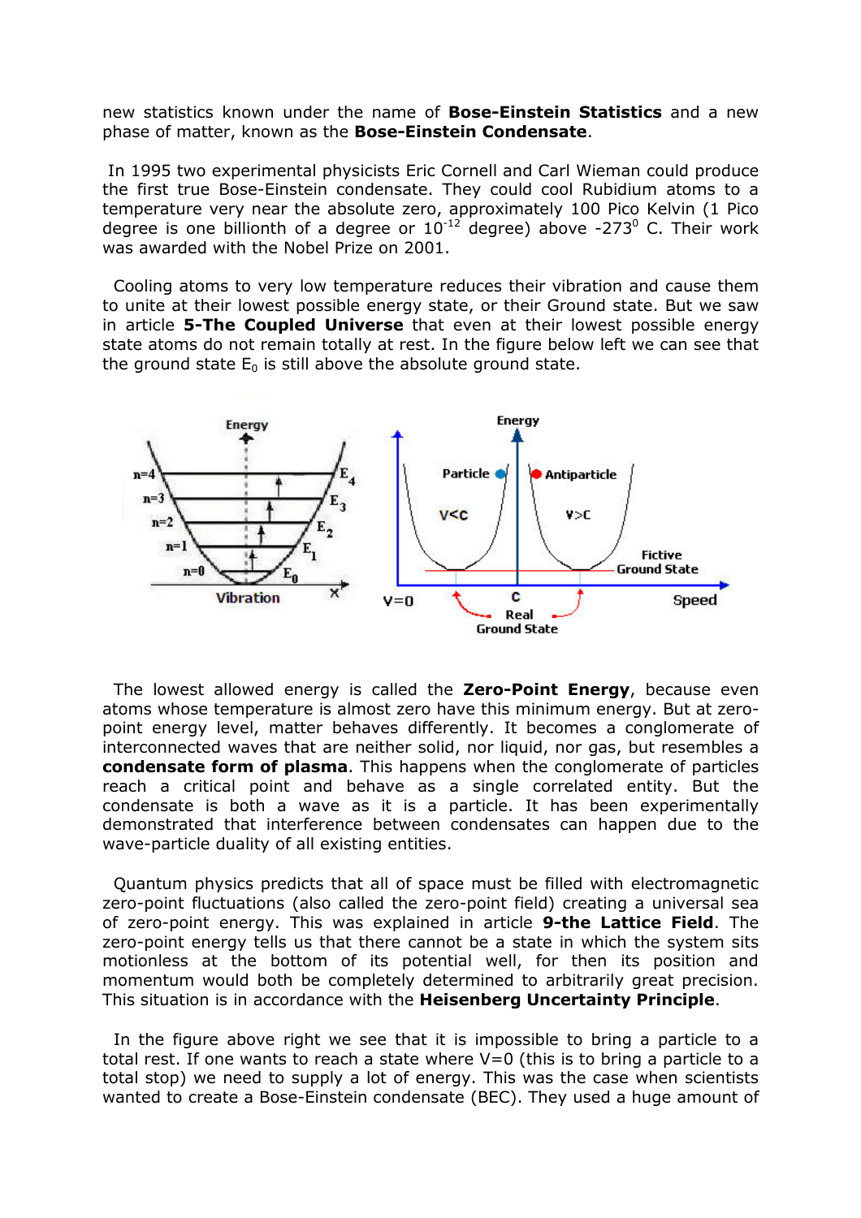new statistics known under the name of **Bose-Einstein Statistics** and a new phase of matter, known as the **Bose-Einstein Condensate**.

In 1995 two experimental physicists Eric Cornell and Carl Wieman could produce the first true Bose-Einstein condensate. They could cool Rubidium atoms to a temperature very near the absolute zero, approximately 100 Pico Kelvin (1 Pico degree is one billionth of a degree or $10^{-12}$ degree) above $-273^0$ C. Their work was awarded with the Nobel Prize on 2001.

Cooling atoms to very low temperature reduces their vibration and cause them to unite at their lowest possible energy state, or their Ground state. But we saw in article **5-The Coupled Universe** that even at their lowest possible energy state atoms do not remain totally at rest. In the figure below left we can see that the ground state $E_0$ is still above the absolute ground state.

The lowest allowed energy is called the **Zero-Point Energy**, because even atoms whose temperature is almost zero have this minimum energy. But at zero-point energy level, matter behaves differently. It becomes a conglomerate of interconnected waves that are neither solid, nor liquid, nor gas, but resembles a **condensate form of plasma**. This happens when the conglomerate of particles reach a critical point and behave as a single correlated entity. But the condensate is both a wave as it is a particle. It has been experimentally demonstrated that interference between condensates can happen due to the wave-particle duality of all existing entities.

Quantum physics predicts that all of space must be filled with electromagnetic zero-point fluctuations (also called the zero-point field) creating a universal sea of zero-point energy. This was explained in article **9-the Lattice Field**. The zero-point energy tells us that there cannot be a state in which the system sits motionless at the bottom of its potential well, for then its position and momentum would both be completely determined to arbitrarily great precision. This situation is in accordance with the **Heisenberg Uncertainty Principle**.

In the figure above right we see that it is impossible to bring a particle to a total rest. If one wants to reach a state where V=0 (this is to bring a particle to a total stop) we need to supply a lot of energy. This was the case when scientists wanted to create a Bose-Einstein condensate (BEC). They used a huge amount of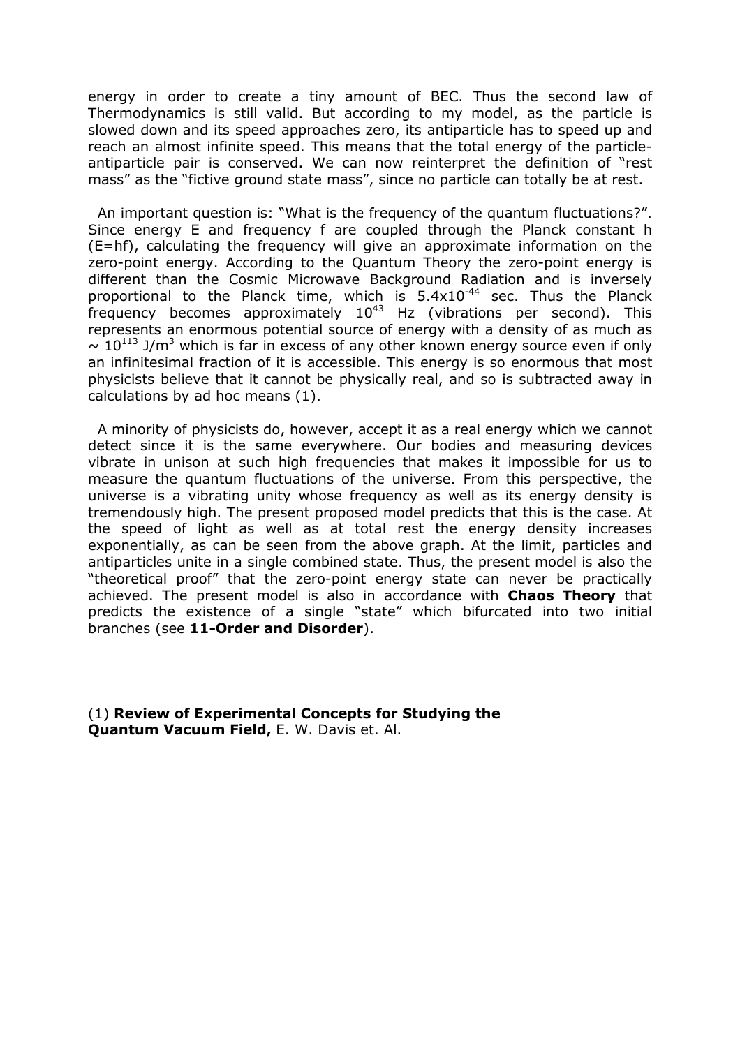energy in order to create a tiny amount of BEC. Thus the second law of Thermodynamics is still valid. But according to my model, as the particle is slowed down and its speed approaches zero, its antiparticle has to speed up and reach an almost infinite speed. This means that the total energy of the particle-antiparticle pair is conserved. We can now reinterpret the definition of "rest mass" as the "fictive ground state mass", since no particle can totally be at rest.

An important question is: "What is the frequency of the quantum fluctuations?". Since energy E and frequency f are coupled through the Planck constant h ($E=hf$), calculating the frequency will give an approximate information on the zero-point energy. According to the Quantum Theory the zero-point energy is different than the Cosmic Microwave Background Radiation and is inversely proportional to the Planck time, which is $5.4 \times 10^{-44}$ sec. Thus the Planck frequency becomes approximately $10^{43}$ Hz (vibrations per second). This represents an enormous potential source of energy with a density of as much as $\sim 10^{113}$ J/m$^3$ which is far in excess of any other known energy source even if only an infinitesimal fraction of it is accessible. This energy is so enormous that most physicists believe that it cannot be physically real, and so is subtracted away in calculations by ad hoc means (1).

A minority of physicists do, however, accept it as a real energy which we cannot detect since it is the same everywhere. Our bodies and measuring devices vibrate in unison at such high frequencies that makes it impossible for us to measure the quantum fluctuations of the universe. From this perspective, the universe is a vibrating unity whose frequency as well as its energy density is tremendously high. The present proposed model predicts that this is the case. At the speed of light as well as at total rest the energy density increases exponentially, as can be seen from the above graph. At the limit, particles and antiparticles unite in a single combined state. Thus, the present model is also the "theoretical proof" that the zero-point energy state can never be practically achieved. The present model is also in accordance with **Chaos Theory** that predicts the existence of a single "state" which bifurcated into two initial branches (see **11-Order and Disorder**).

(1) **Review of Experimental Concepts for Studying the Quantum Vacuum Field,** E. W. Davis et. Al.